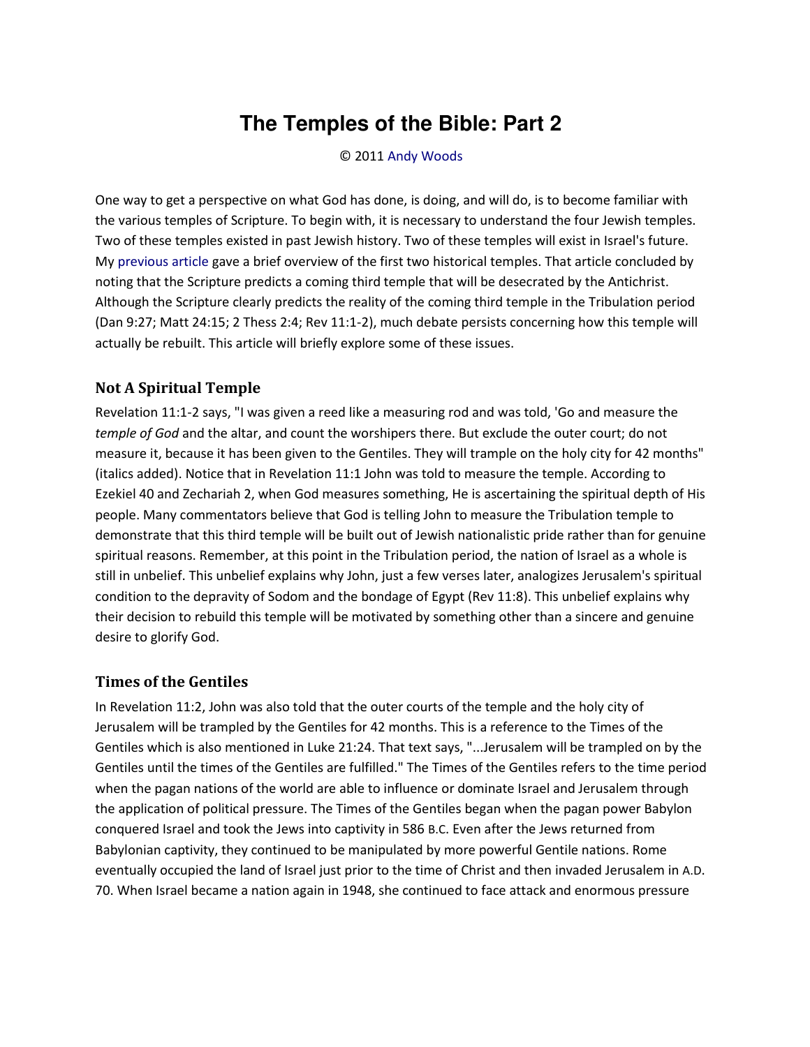# The Temples of the Bible: Part 2

© 2011 Andy Woods

One way to get a perspective on what God has done, is doing, and will do, is to become familiar with the various temples of Scripture. To begin with, it is necessary to understand the four Jewish temples. Two of these temples existed in past Jewish history. Two of these temples will exist in Israel's future. My previous article gave a brief overview of the first two historical temples. That article concluded by noting that the Scripture predicts a coming third temple that will be desecrated by the Antichrist. Although the Scripture clearly predicts the reality of the coming third temple in the Tribulation period (Dan 9:27; Matt 24:15; 2 Thess 2:4; Rev 11:1-2), much debate persists concerning how this temple will actually be rebuilt. This article will briefly explore some of these issues.

## Not A Spiritual Temple

Revelation 11:1-2 says, "I was given a reed like a measuring rod and was told, 'Go and measure the *temple of God* and the altar, and count the worshipers there. But exclude the outer court; do not measure it, because it has been given to the Gentiles. They will trample on the holy city for 42 months" (italics added). Notice that in Revelation 11:1 John was told to measure the temple. According to Ezekiel 40 and Zechariah 2, when God measures something, He is ascertaining the spiritual depth of His people. Many commentators believe that God is telling John to measure the Tribulation temple to demonstrate that this third temple will be built out of Jewish nationalistic pride rather than for genuine spiritual reasons. Remember, at this point in the Tribulation period, the nation of Israel as a whole is still in unbelief. This unbelief explains why John, just a few verses later, analogizes Jerusalem's spiritual condition to the depravity of Sodom and the bondage of Egypt (Rev 11:8). This unbelief explains why their decision to rebuild this temple will be motivated by something other than a sincere and genuine desire to glorify God.

## Times of the Gentiles

In Revelation 11:2, John was also told that the outer courts of the temple and the holy city of Jerusalem will be trampled by the Gentiles for 42 months. This is a reference to the Times of the Gentiles which is also mentioned in Luke 21:24. That text says, "...Jerusalem will be trampled on by the Gentiles until the times of the Gentiles are fulfilled." The Times of the Gentiles refers to the time period when the pagan nations of the world are able to influence or dominate Israel and Jerusalem through the application of political pressure. The Times of the Gentiles began when the pagan power Babylon conquered Israel and took the Jews into captivity in 586 B.C. Even after the Jews returned from Babylonian captivity, they continued to be manipulated by more powerful Gentile nations. Rome eventually occupied the land of Israel just prior to the time of Christ and then invaded Jerusalem in A.D. 70. When Israel became a nation again in 1948, she continued to face attack and enormous pressure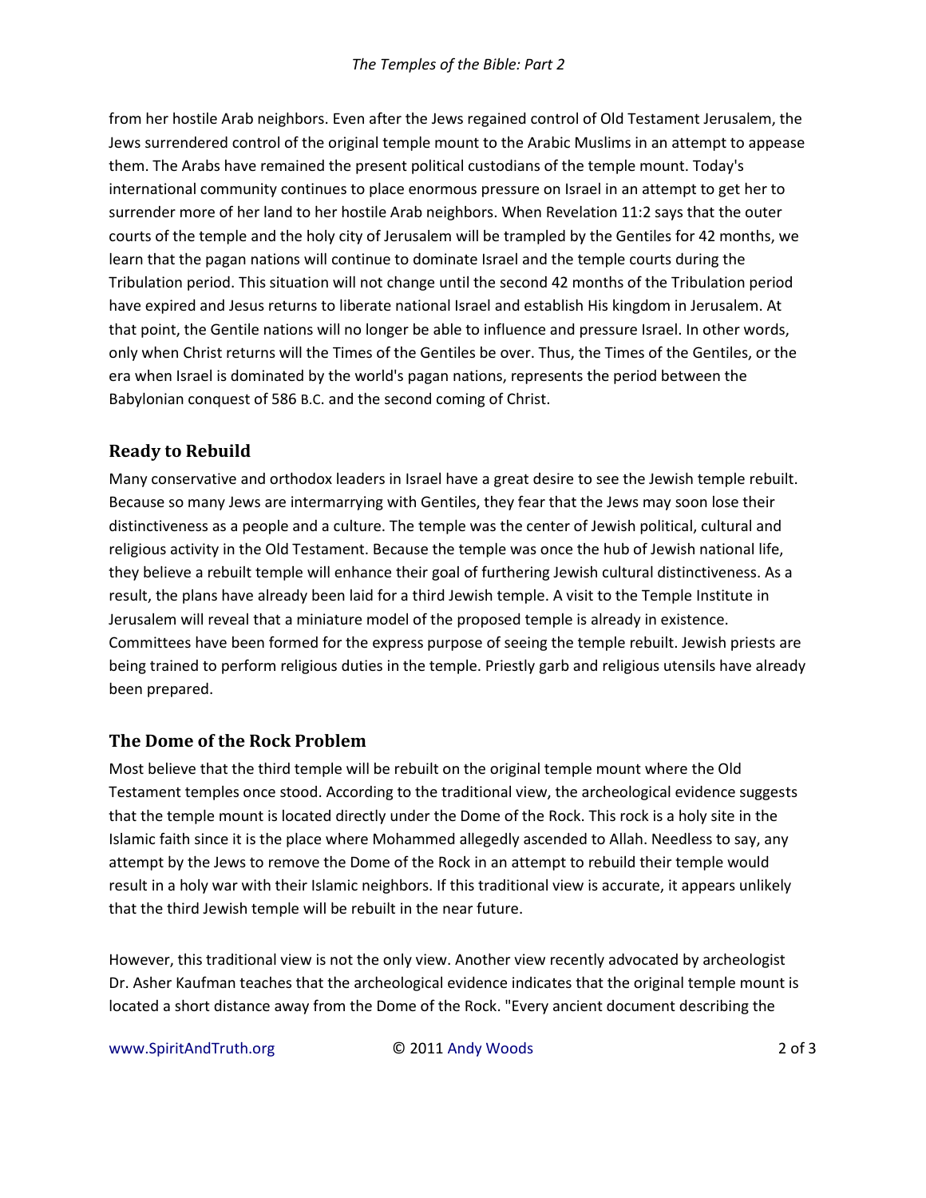from her hostile Arab neighbors. Even after the Jews regained control of Old Testament Jerusalem, the Jews surrendered control of the original temple mount to the Arabic Muslims in an attempt to appease them. The Arabs have remained the present political custodians of the temple mount. Today's international community continues to place enormous pressure on Israel in an attempt to get her to surrender more of her land to her hostile Arab neighbors. When Revelation 11:2 says that the outer courts of the temple and the holy city of Jerusalem will be trampled by the Gentiles for 42 months, we learn that the pagan nations will continue to dominate Israel and the temple courts during the Tribulation period. This situation will not change until the second 42 months of the Tribulation period have expired and Jesus returns to liberate national Israel and establish His kingdom in Jerusalem. At that point, the Gentile nations will no longer be able to influence and pressure Israel. In other words, only when Christ returns will the Times of the Gentiles be over. Thus, the Times of the Gentiles, or the era when Israel is dominated by the world's pagan nations, represents the period between the Babylonian conquest of 586 B.C. and the second coming of Christ.

## Ready to Rebuild

Many conservative and orthodox leaders in Israel have a great desire to see the Jewish temple rebuilt. Because so many Jews are intermarrying with Gentiles, they fear that the Jews may soon lose their distinctiveness as a people and a culture. The temple was the center of Jewish political, cultural and religious activity in the Old Testament. Because the temple was once the hub of Jewish national life, they believe a rebuilt temple will enhance their goal of furthering Jewish cultural distinctiveness. As a result, the plans have already been laid for a third Jewish temple. A visit to the Temple Institute in Jerusalem will reveal that a miniature model of the proposed temple is already in existence. Committees have been formed for the express purpose of seeing the temple rebuilt. Jewish priests are being trained to perform religious duties in the temple. Priestly garb and religious utensils have already been prepared.

## The Dome of the Rock Problem

Most believe that the third temple will be rebuilt on the original temple mount where the Old Testament temples once stood. According to the traditional view, the archeological evidence suggests that the temple mount is located directly under the Dome of the Rock. This rock is a holy site in the Islamic faith since it is the place where Mohammed allegedly ascended to Allah. Needless to say, any attempt by the Jews to remove the Dome of the Rock in an attempt to rebuild their temple would result in a holy war with their Islamic neighbors. If this traditional view is accurate, it appears unlikely that the third Jewish temple will be rebuilt in the near future.

However, this traditional view is not the only view. Another view recently advocated by archeologist Dr. Asher Kaufman teaches that the archeological evidence indicates that the original temple mount is located a short distance away from the Dome of the Rock. "Every ancient document describing the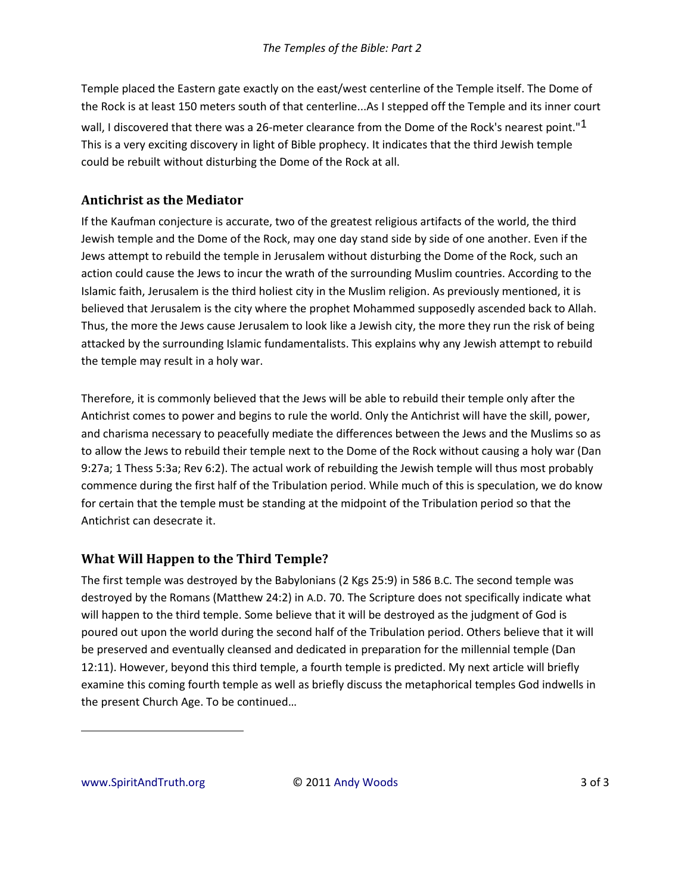Temple placed the Eastern gate exactly on the east/west centerline of the Temple itself. The Dome of the Rock is at least 150 meters south of that centerline...As I stepped off the Temple and its inner court wall, I discovered that there was a 26-meter clearance from the Dome of the Rock's nearest point."[1] This is a very exciting discovery in light of Bible prophecy. It indicates that the third Jewish temple could be rebuilt without disturbing the Dome of the Rock at all.

## Antichrist as the Mediator

If the Kaufman conjecture is accurate, two of the greatest religious artifacts of the world, the third Jewish temple and the Dome of the Rock, may one day stand side by side of one another. Even if the Jews attempt to rebuild the temple in Jerusalem without disturbing the Dome of the Rock, such an action could cause the Jews to incur the wrath of the surrounding Muslim countries. According to the Islamic faith, Jerusalem is the third holiest city in the Muslim religion. As previously mentioned, it is believed that Jerusalem is the city where the prophet Mohammed supposedly ascended back to Allah. Thus, the more the Jews cause Jerusalem to look like a Jewish city, the more they run the risk of being attacked by the surrounding Islamic fundamentalists. This explains why any Jewish attempt to rebuild the temple may result in a holy war.

Therefore, it is commonly believed that the Jews will be able to rebuild their temple only after the Antichrist comes to power and begins to rule the world. Only the Antichrist will have the skill, power, and charisma necessary to peacefully mediate the differences between the Jews and the Muslims so as to allow the Jews to rebuild their temple next to the Dome of the Rock without causing a holy war (Dan 9:27a; 1 Thess 5:3a; Rev 6:2). The actual work of rebuilding the Jewish temple will thus most probably commence during the first half of the Tribulation period. While much of this is speculation, we do know for certain that the temple must be standing at the midpoint of the Tribulation period so that the Antichrist can desecrate it.

## What Will Happen to the Third Temple?

The first temple was destroyed by the Babylonians (2 Kgs 25:9) in 586 B.C. The second temple was destroyed by the Romans (Matthew 24:2) in A.D. 70. The Scripture does not specifically indicate what will happen to the third temple. Some believe that it will be destroyed as the judgment of God is poured out upon the world during the second half of the Tribulation period. Others believe that it will be preserved and eventually cleansed and dedicated in preparation for the millennial temple (Dan 12:11). However, beyond this third temple, a fourth temple is predicted. My next article will briefly examine this coming fourth temple as well as briefly discuss the metaphorical temples God indwells in the present Church Age. To be continued…